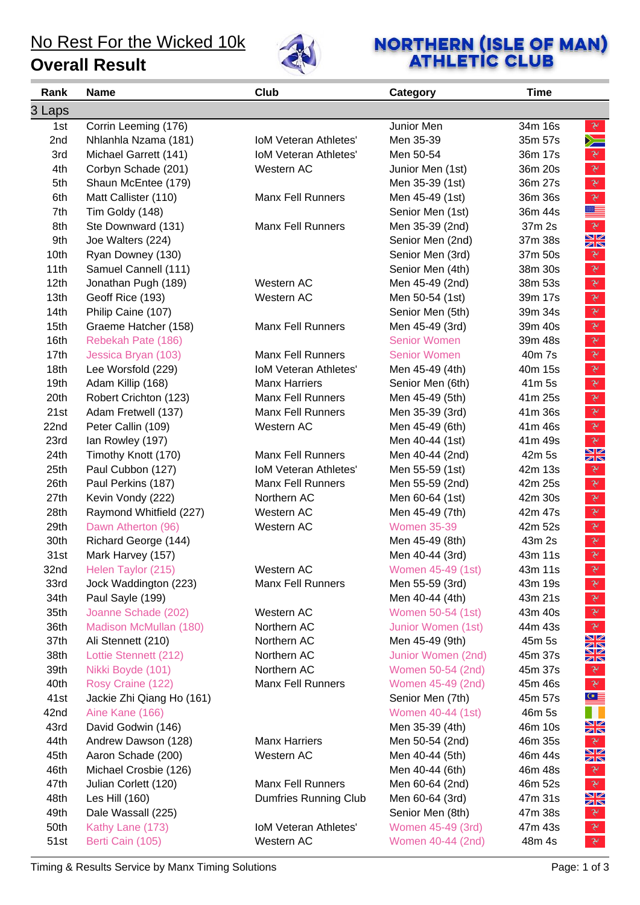# No Rest For the Wicked 10k

## Overall Result

NORTHERN (ISLE OF MAN) ATHLETIC CLUB

| Rank | Name | Club | Category | Time |
|---|---|---|---|---|
| **3 Laps** | | | | |
| 1st | Corrin Leeming (176) | | Junior Men | 34m 16s |
| 2nd | Nhlanhla Nzama (181) | IoM Veteran Athletes' | Men 35-39 | 35m 57s |
| 3rd | Michael Garrett (141) | IoM Veteran Athletes' | Men 50-54 | 36m 17s |
| 4th | Corbyn Schade (201) | Western AC | Junior Men (1st) | 36m 20s |
| 5th | Shaun McEntee (179) | | Men 35-39 (1st) | 36m 27s |
| 6th | Matt Callister (110) | Manx Fell Runners | Men 45-49 (1st) | 36m 36s |
| 7th | Tim Goldy (148) | | Senior Men (1st) | 36m 44s |
| 8th | Ste Downward (131) | Manx Fell Runners | Men 35-39 (2nd) | 37m 2s |
| 9th | Joe Walters (224) | | Senior Men (2nd) | 37m 38s |
| 10th | Ryan Downey (130) | | Senior Men (3rd) | 37m 50s |
| 11th | Samuel Cannell (111) | | Senior Men (4th) | 38m 30s |
| 12th | Jonathan Pugh (189) | Western AC | Men 45-49 (2nd) | 38m 53s |
| 13th | Geoff Rice (193) | Western AC | Men 50-54 (1st) | 39m 17s |
| 14th | Philip Caine (107) | | Senior Men (5th) | 39m 34s |
| 15th | Graeme Hatcher (158) | Manx Fell Runners | Men 45-49 (3rd) | 39m 40s |
| 16th | Rebekah Pate (186) | | Senior Women | 39m 48s |
| 17th | Jessica Bryan (103) | Manx Fell Runners | Senior Women | 40m 7s |
| 18th | Lee Worsfold (229) | IoM Veteran Athletes' | Men 45-49 (4th) | 40m 15s |
| 19th | Adam Killip (168) | Manx Harriers | Senior Men (6th) | 41m 5s |
| 20th | Robert Crichton (123) | Manx Fell Runners | Men 45-49 (5th) | 41m 25s |
| 21st | Adam Fretwell (137) | Manx Fell Runners | Men 35-39 (3rd) | 41m 36s |
| 22nd | Peter Callin (109) | Western AC | Men 45-49 (6th) | 41m 46s |
| 23rd | Ian Rowley (197) | | Men 40-44 (1st) | 41m 49s |
| 24th | Timothy Knott (170) | Manx Fell Runners | Men 40-44 (2nd) | 42m 5s |
| 25th | Paul Cubbon (127) | IoM Veteran Athletes' | Men 55-59 (1st) | 42m 13s |
| 26th | Paul Perkins (187) | Manx Fell Runners | Men 55-59 (2nd) | 42m 25s |
| 27th | Kevin Vondy (222) | Northern AC | Men 60-64 (1st) | 42m 30s |
| 28th | Raymond Whitfield (227) | Western AC | Men 45-49 (7th) | 42m 47s |
| 29th | Dawn Atherton (96) | Western AC | Women 35-39 | 42m 52s |
| 30th | Richard George (144) | | Men 45-49 (8th) | 43m 2s |
| 31st | Mark Harvey (157) | | Men 40-44 (3rd) | 43m 11s |
| 32nd | Helen Taylor (215) | Western AC | Women 45-49 (1st) | 43m 11s |
| 33rd | Jock Waddington (223) | Manx Fell Runners | Men 55-59 (3rd) | 43m 19s |
| 34th | Paul Sayle (199) | | Men 40-44 (4th) | 43m 21s |
| 35th | Joanne Schade (202) | Western AC | Women 50-54 (1st) | 43m 40s |
| 36th | Madison McMullan (180) | Northern AC | Junior Women (1st) | 44m 43s |
| 37th | Ali Stennett (210) | Northern AC | Men 45-49 (9th) | 45m 5s |
| 38th | Lottie Stennett (212) | Northern AC | Junior Women (2nd) | 45m 37s |
| 39th | Nikki Boyde (101) | Northern AC | Women 50-54 (2nd) | 45m 37s |
| 40th | Rosy Craine (122) | Manx Fell Runners | Women 45-49 (2nd) | 45m 46s |
| 41st | Jackie Zhi Qiang Ho (161) | | Senior Men (7th) | 45m 57s |
| 42nd | Aine Kane (166) | | Women 40-44 (1st) | 46m 5s |
| 43rd | David Godwin (146) | | Men 35-39 (4th) | 46m 10s |
| 44th | Andrew Dawson (128) | Manx Harriers | Men 50-54 (2nd) | 46m 35s |
| 45th | Aaron Schade (200) | Western AC | Men 40-44 (5th) | 46m 44s |
| 46th | Michael Crosbie (126) | | Men 40-44 (6th) | 46m 48s |
| 47th | Julian Corlett (120) | Manx Fell Runners | Men 60-64 (2nd) | 46m 52s |
| 48th | Les Hill (160) | Dumfries Running Club | Men 60-64 (3rd) | 47m 31s |
| 49th | Dale Wassall (225) | | Senior Men (8th) | 47m 38s |
| 50th | Kathy Lane (173) | IoM Veteran Athletes' | Women 45-49 (3rd) | 47m 43s |
| 51st | Berti Cain (105) | Western AC | Women 40-44 (2nd) | 48m 4s |

Timing & Results Service by Manx Timing Solutions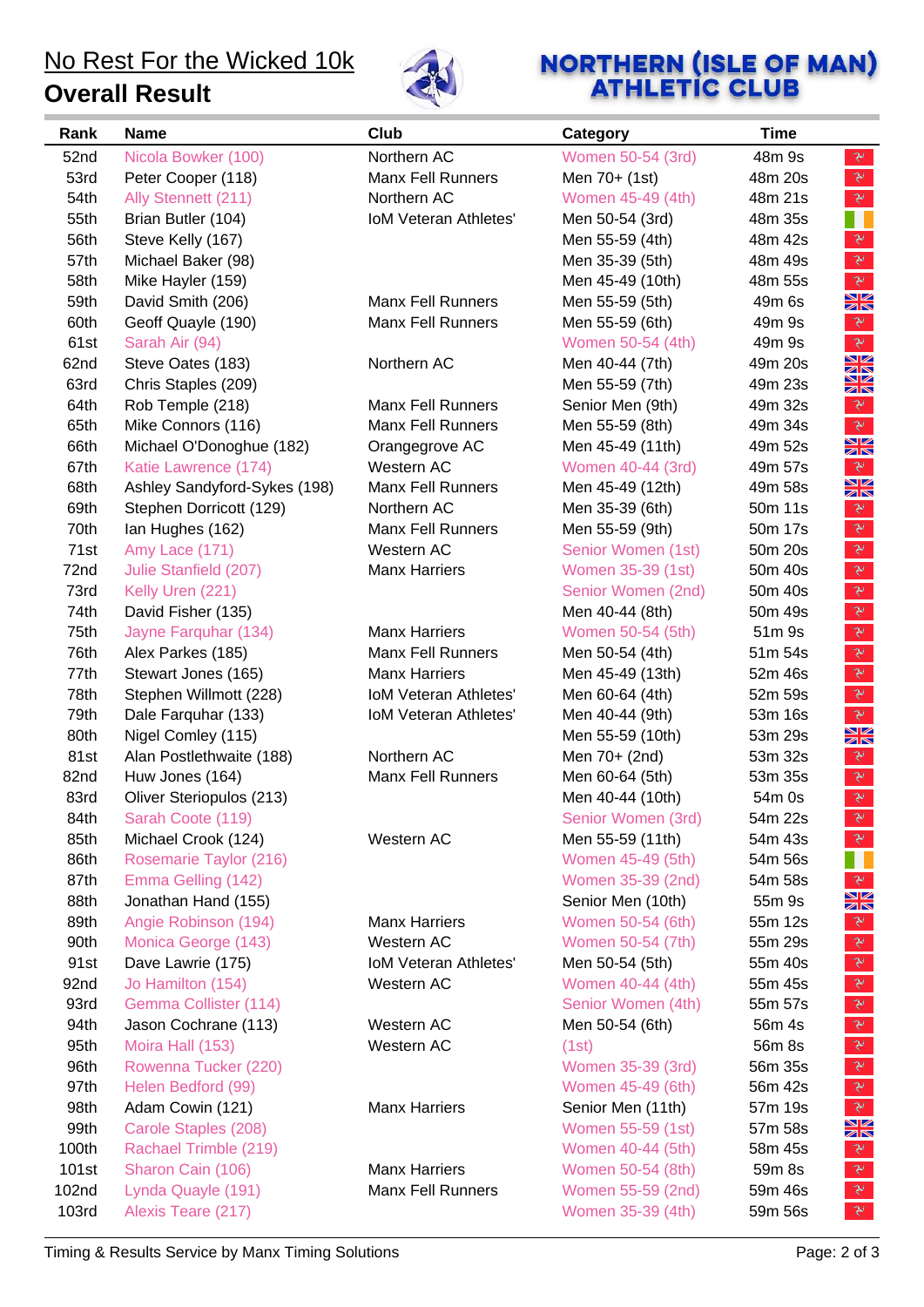# No Rest For the Wicked 10k

## Overall Result

NORTHERN (ISLE OF MAN) ATHLETIC CLUB

| Rank | Name | Club | Category | Time |
|---|---|---|---|---|
| 52nd | Nicola Bowker (100) | Northern AC | Women 50-54 (3rd) | 48m 9s |
| 53rd | Peter Cooper (118) | Manx Fell Runners | Men 70+ (1st) | 48m 20s |
| 54th | Ally Stennett (211) | Northern AC | Women 45-49 (4th) | 48m 21s |
| 55th | Brian Butler (104) | IoM Veteran Athletes' | Men 50-54 (3rd) | 48m 35s |
| 56th | Steve Kelly (167) | | Men 55-59 (4th) | 48m 42s |
| 57th | Michael Baker (98) | | Men 35-39 (5th) | 48m 49s |
| 58th | Mike Hayler (159) | | Men 45-49 (10th) | 48m 55s |
| 59th | David Smith (206) | Manx Fell Runners | Men 55-59 (5th) | 49m 6s |
| 60th | Geoff Quayle (190) | Manx Fell Runners | Men 55-59 (6th) | 49m 9s |
| 61st | Sarah Air (94) | | Women 50-54 (4th) | 49m 9s |
| 62nd | Steve Oates (183) | Northern AC | Men 40-44 (7th) | 49m 20s |
| 63rd | Chris Staples (209) | | Men 55-59 (7th) | 49m 23s |
| 64th | Rob Temple (218) | Manx Fell Runners | Senior Men (9th) | 49m 32s |
| 65th | Mike Connors (116) | Manx Fell Runners | Men 55-59 (8th) | 49m 34s |
| 66th | Michael O'Donoghue (182) | Orangegrove AC | Men 45-49 (11th) | 49m 52s |
| 67th | Katie Lawrence (174) | Western AC | Women 40-44 (3rd) | 49m 57s |
| 68th | Ashley Sandyford-Sykes (198) | Manx Fell Runners | Men 45-49 (12th) | 49m 58s |
| 69th | Stephen Dorricott (129) | Northern AC | Men 35-39 (6th) | 50m 11s |
| 70th | Ian Hughes (162) | Manx Fell Runners | Men 55-59 (9th) | 50m 17s |
| 71st | Amy Lace (171) | Western AC | Senior Women (1st) | 50m 20s |
| 72nd | Julie Stanfield (207) | Manx Harriers | Women 35-39 (1st) | 50m 40s |
| 73rd | Kelly Uren (221) | | Senior Women (2nd) | 50m 40s |
| 74th | David Fisher (135) | | Men 40-44 (8th) | 50m 49s |
| 75th | Jayne Farquhar (134) | Manx Harriers | Women 50-54 (5th) | 51m 9s |
| 76th | Alex Parkes (185) | Manx Fell Runners | Men 50-54 (4th) | 51m 54s |
| 77th | Stewart Jones (165) | Manx Harriers | Men 45-49 (13th) | 52m 46s |
| 78th | Stephen Willmott (228) | IoM Veteran Athletes' | Men 60-64 (4th) | 52m 59s |
| 79th | Dale Farquhar (133) | IoM Veteran Athletes' | Men 40-44 (9th) | 53m 16s |
| 80th | Nigel Comley (115) | | Men 55-59 (10th) | 53m 29s |
| 81st | Alan Postlethwaite (188) | Northern AC | Men 70+ (2nd) | 53m 32s |
| 82nd | Huw Jones (164) | Manx Fell Runners | Men 60-64 (5th) | 53m 35s |
| 83rd | Oliver Steriopulos (213) | | Men 40-44 (10th) | 54m 0s |
| 84th | Sarah Coote (119) | | Senior Women (3rd) | 54m 22s |
| 85th | Michael Crook (124) | Western AC | Men 55-59 (11th) | 54m 43s |
| 86th | Rosemarie Taylor (216) | | Women 45-49 (5th) | 54m 56s |
| 87th | Emma Gelling (142) | | Women 35-39 (2nd) | 54m 58s |
| 88th | Jonathan Hand (155) | | Senior Men (10th) | 55m 9s |
| 89th | Angie Robinson (194) | Manx Harriers | Women 50-54 (6th) | 55m 12s |
| 90th | Monica George (143) | Western AC | Women 50-54 (7th) | 55m 29s |
| 91st | Dave Lawrie (175) | IoM Veteran Athletes' | Men 50-54 (5th) | 55m 40s |
| 92nd | Jo Hamilton (154) | Western AC | Women 40-44 (4th) | 55m 45s |
| 93rd | Gemma Collister (114) | | Senior Women (4th) | 55m 57s |
| 94th | Jason Cochrane (113) | Western AC | Men 50-54 (6th) | 56m 4s |
| 95th | Moira Hall (153) | Western AC | (1st) | 56m 8s |
| 96th | Rowenna Tucker (220) | | Women 35-39 (3rd) | 56m 35s |
| 97th | Helen Bedford (99) | | Women 45-49 (6th) | 56m 42s |
| 98th | Adam Cowin (121) | Manx Harriers | Senior Men (11th) | 57m 19s |
| 99th | Carole Staples (208) | | Women 55-59 (1st) | 57m 58s |
| 100th | Rachael Trimble (219) | | Women 40-44 (5th) | 58m 45s |
| 101st | Sharon Cain (106) | Manx Harriers | Women 50-54 (8th) | 59m 8s |
| 102nd | Lynda Quayle (191) | Manx Fell Runners | Women 55-59 (2nd) | 59m 46s |
| 103rd | Alexis Teare (217) | | Women 35-39 (4th) | 59m 56s |

Timing & Results Service by Manx Timing Solutions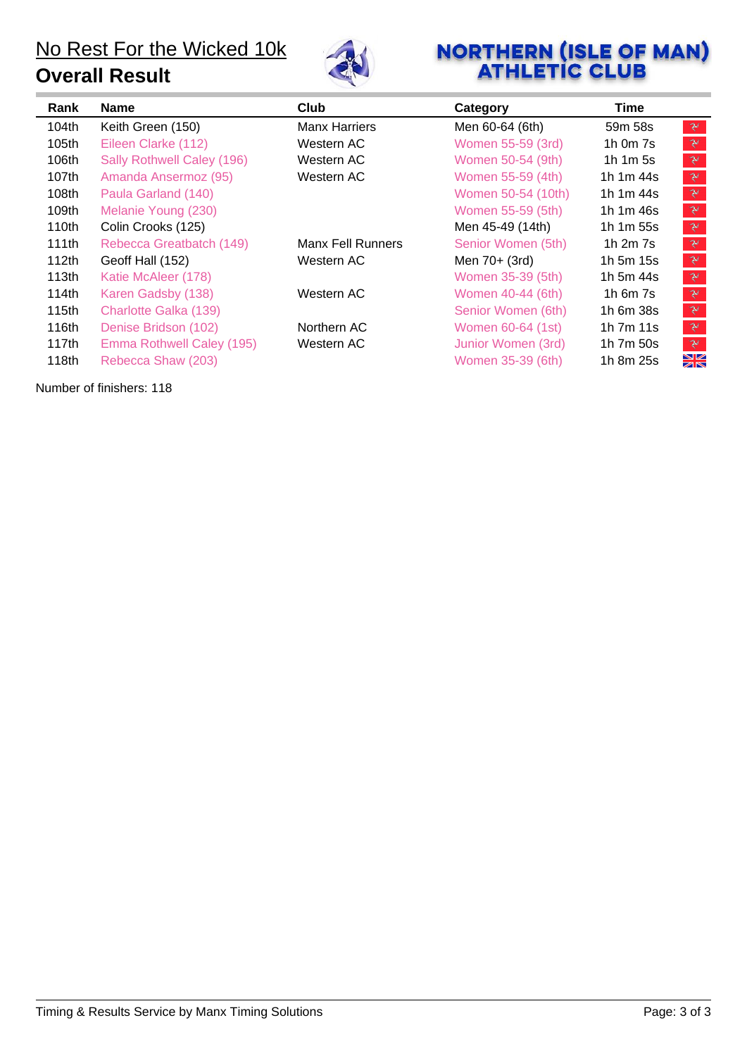# No Rest For the Wicked 10k

## Overall Result

NORTHERN (ISLE OF MAN) ATHLETIC CLUB

| Rank | Name | Club | Category | Time |
|---|---|---|---|---|
| 104th | Keith Green (150) | Manx Harriers | Men 60-64 (6th) | 59m 58s |
| 105th | Eileen Clarke (112) | Western AC | Women 55-59 (3rd) | 1h 0m 7s |
| 106th | Sally Rothwell Caley (196) | Western AC | Women 50-54 (9th) | 1h 1m 5s |
| 107th | Amanda Ansermoz (95) | Western AC | Women 55-59 (4th) | 1h 1m 44s |
| 108th | Paula Garland (140) | | Women 50-54 (10th) | 1h 1m 44s |
| 109th | Melanie Young (230) | | Women 55-59 (5th) | 1h 1m 46s |
| 110th | Colin Crooks (125) | | Men 45-49 (14th) | 1h 1m 55s |
| 111th | Rebecca Greatbatch (149) | Manx Fell Runners | Senior Women (5th) | 1h 2m 7s |
| 112th | Geoff Hall (152) | Western AC | Men 70+ (3rd) | 1h 5m 15s |
| 113th | Katie McAleer (178) | | Women 35-39 (5th) | 1h 5m 44s |
| 114th | Karen Gadsby (138) | Western AC | Women 40-44 (6th) | 1h 6m 7s |
| 115th | Charlotte Galka (139) | | Senior Women (6th) | 1h 6m 38s |
| 116th | Denise Bridson (102) | Northern AC | Women 60-64 (1st) | 1h 7m 11s |
| 117th | Emma Rothwell Caley (195) | Western AC | Junior Women (3rd) | 1h 7m 50s |
| 118th | Rebecca Shaw (203) | | Women 35-39 (6th) | 1h 8m 25s |

Number of finishers: 118

Timing & Results Service by Manx Timing Solutions